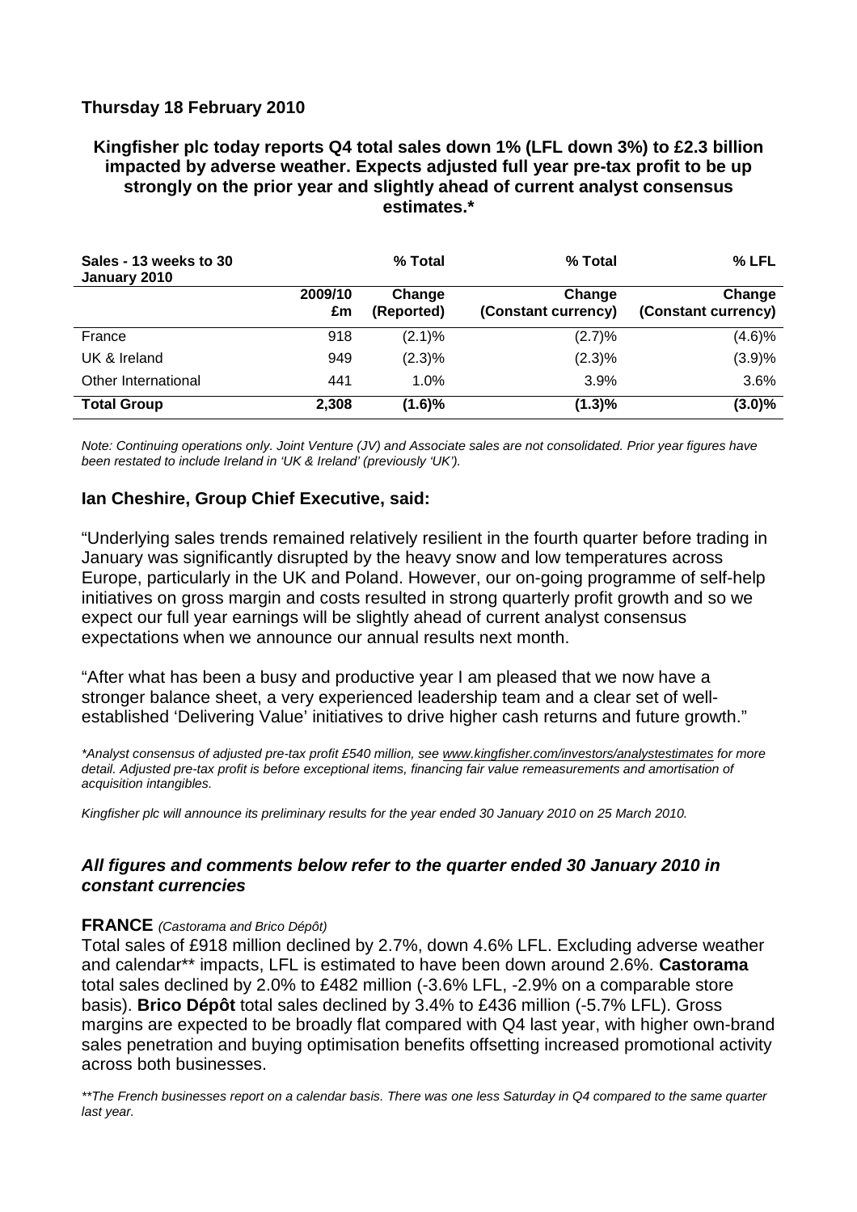**Thursday 18 February 2010**

**Kingfisher plc today reports Q4 total sales down 1% (LFL down 3%) to £2.3 billion impacted by adverse weather. Expects adjusted full year pre-tax profit to be up strongly on the prior year and slightly ahead of current analyst consensus estimates.***

| Sales - 13 weeks to 30 January 2010 | 2009/10 £m | % Total Change (Reported) | % Total Change (Constant currency) | % LFL Change (Constant currency) |
|---|---|---|---|---|
| France | 918 | (2.1)% | (2.7)% | (4.6)% |
| UK & Ireland | 949 | (2.3)% | (2.3)% | (3.9)% |
| Other International | 441 | 1.0% | 3.9% | 3.6% |
| **Total Group** | **2,308** | **(1.6)%** | **(1.3)%** | **(3.0)%** |

*Note: Continuing operations only. Joint Venture (JV) and Associate sales are not consolidated. Prior year figures have been restated to include Ireland in 'UK & Ireland' (previously 'UK').*

### Ian Cheshire, Group Chief Executive, said:

"Underlying sales trends remained relatively resilient in the fourth quarter before trading in January was significantly disrupted by the heavy snow and low temperatures across Europe, particularly in the UK and Poland. However, our on-going programme of self-help initiatives on gross margin and costs resulted in strong quarterly profit growth and so we expect our full year earnings will be slightly ahead of current analyst consensus expectations when we announce our annual results next month.

"After what has been a busy and productive year I am pleased that we now have a stronger balance sheet, a very experienced leadership team and a clear set of well-established 'Delivering Value' initiatives to drive higher cash returns and future growth."

*\*Analyst consensus of adjusted pre-tax profit £540 million, see www.kingfisher.com/investors/analystestimates for more detail. Adjusted pre-tax profit is before exceptional items, financing fair value remeasurements and amortisation of acquisition intangibles.*

*Kingfisher plc will announce its preliminary results for the year ended 30 January 2010 on 25 March 2010.*

### *All figures and comments below refer to the quarter ended 30 January 2010 in constant currencies*

**FRANCE** *(Castorama and Brico Dépôt)*

Total sales of £918 million declined by 2.7%, down 4.6% LFL. Excluding adverse weather and calendar** impacts, LFL is estimated to have been down around 2.6%. **Castorama** total sales declined by 2.0% to £482 million (-3.6% LFL, -2.9% on a comparable store basis). **Brico Dépôt** total sales declined by 3.4% to £436 million (-5.7% LFL). Gross margins are expected to be broadly flat compared with Q4 last year, with higher own-brand sales penetration and buying optimisation benefits offsetting increased promotional activity across both businesses.

*\*\*The French businesses report on a calendar basis. There was one less Saturday in Q4 compared to the same quarter last year.*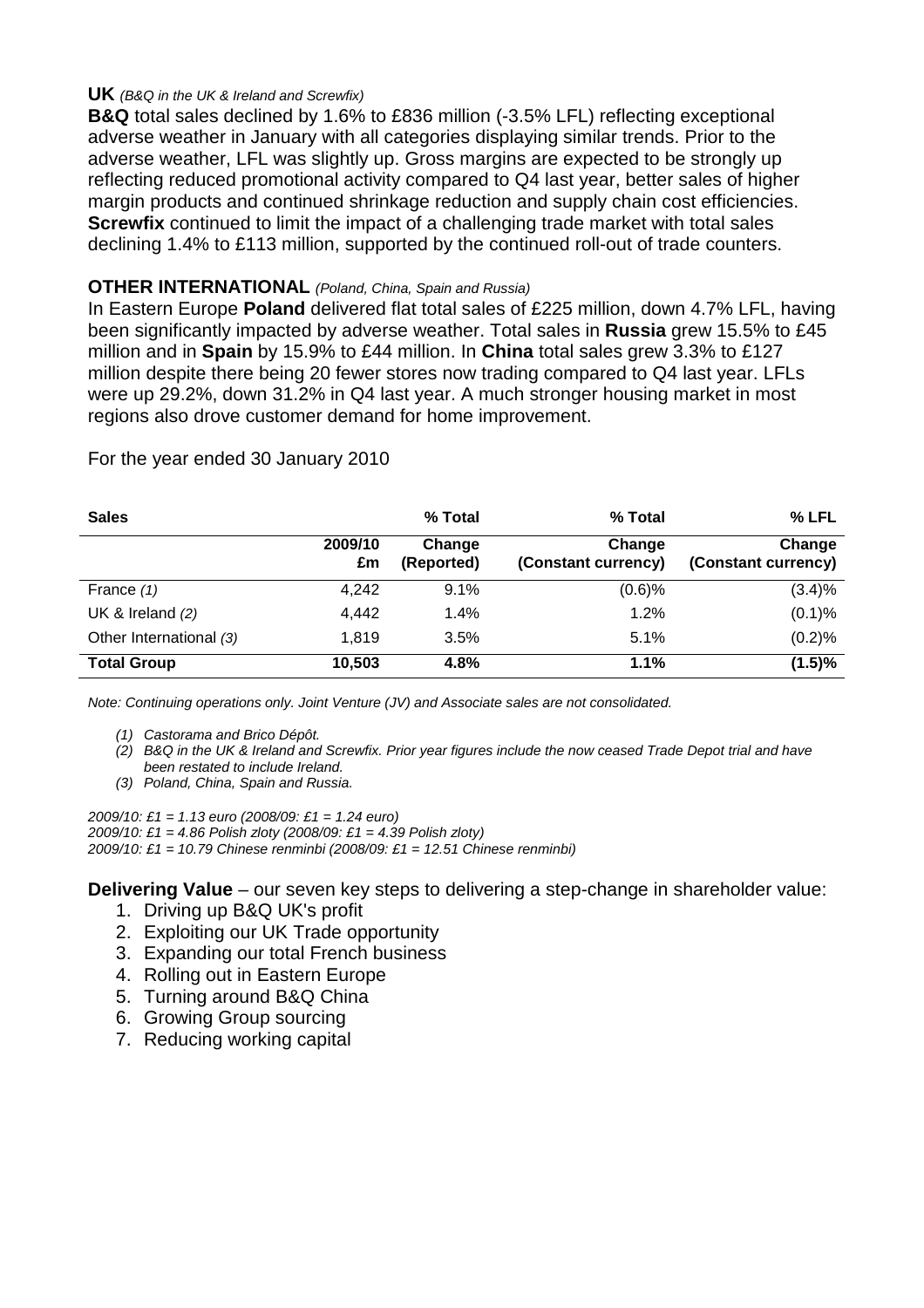**UK** *(B&Q in the UK & Ireland and Screwfix)*

**B&Q** total sales declined by 1.6% to £836 million (-3.5% LFL) reflecting exceptional adverse weather in January with all categories displaying similar trends. Prior to the adverse weather, LFL was slightly up. Gross margins are expected to be strongly up reflecting reduced promotional activity compared to Q4 last year, better sales of higher margin products and continued shrinkage reduction and supply chain cost efficiencies. **Screwfix** continued to limit the impact of a challenging trade market with total sales declining 1.4% to £113 million, supported by the continued roll-out of trade counters.

**OTHER INTERNATIONAL** *(Poland, China, Spain and Russia)*

In Eastern Europe **Poland** delivered flat total sales of £225 million, down 4.7% LFL, having been significantly impacted by adverse weather. Total sales in **Russia** grew 15.5% to £45 million and in **Spain** by 15.9% to £44 million. In **China** total sales grew 3.3% to £127 million despite there being 20 fewer stores now trading compared to Q4 last year. LFLs were up 29.2%, down 31.2% in Q4 last year. A much stronger housing market in most regions also drove customer demand for home improvement.

For the year ended 30 January 2010

| **Sales** | **2009/10 £m** | **% Total Change (Reported)** | **% Total Change (Constant currency)** | **% LFL Change (Constant currency)** |
|---|---|---|---|---|
| France *(1)* | 4,242 | 9.1% | (0.6)% | (3.4)% |
| UK & Ireland *(2)* | 4,442 | 1.4% | 1.2% | (0.1)% |
| Other International *(3)* | 1,819 | 3.5% | 5.1% | (0.2)% |
| **Total Group** | **10,503** | **4.8%** | **1.1%** | **(1.5)%** |

*Note: Continuing operations only. Joint Venture (JV) and Associate sales are not consolidated.*

*(1) Castorama and Brico Dépôt.*
*(2) B&Q in the UK & Ireland and Screwfix. Prior year figures include the now ceased Trade Depot trial and have been restated to include Ireland.*
*(3) Poland, China, Spain and Russia.*

*2009/10: £1 = 1.13 euro (2008/09: £1 = 1.24 euro)*
*2009/10: £1 = 4.86 Polish zloty (2008/09: £1 = 4.39 Polish zloty)*
*2009/10: £1 = 10.79 Chinese renminbi (2008/09: £1 = 12.51 Chinese renminbi)*

**Delivering Value** – our seven key steps to delivering a step-change in shareholder value:

1. Driving up B&Q UK's profit
2. Exploiting our UK Trade opportunity
3. Expanding our total French business
4. Rolling out in Eastern Europe
5. Turning around B&Q China
6. Growing Group sourcing
7. Reducing working capital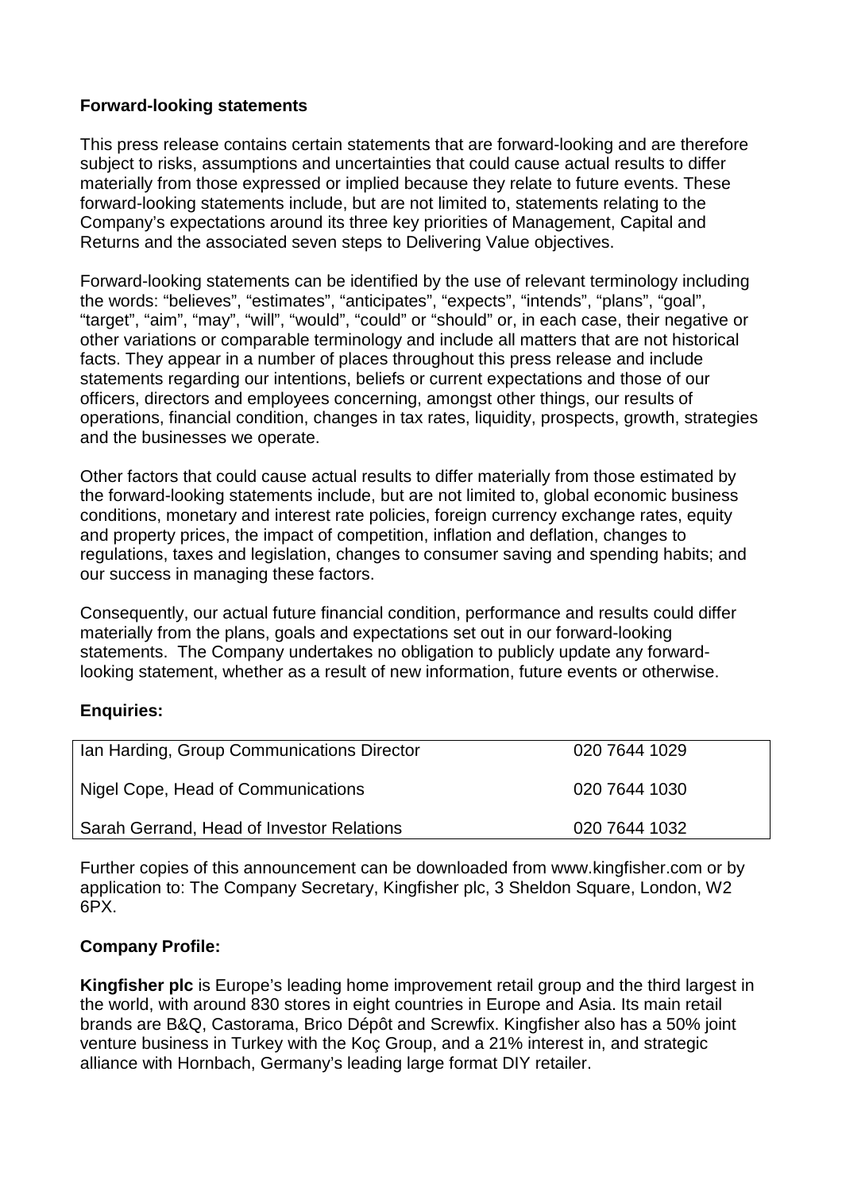**Forward-looking statements**

This press release contains certain statements that are forward-looking and are therefore subject to risks, assumptions and uncertainties that could cause actual results to differ materially from those expressed or implied because they relate to future events. These forward-looking statements include, but are not limited to, statements relating to the Company's expectations around its three key priorities of Management, Capital and Returns and the associated seven steps to Delivering Value objectives.

Forward-looking statements can be identified by the use of relevant terminology including the words: "believes", "estimates", "anticipates", "expects", "intends", "plans", "goal", "target", "aim", "may", "will", "would", "could" or "should" or, in each case, their negative or other variations or comparable terminology and include all matters that are not historical facts. They appear in a number of places throughout this press release and include statements regarding our intentions, beliefs or current expectations and those of our officers, directors and employees concerning, amongst other things, our results of operations, financial condition, changes in tax rates, liquidity, prospects, growth, strategies and the businesses we operate.

Other factors that could cause actual results to differ materially from those estimated by the forward-looking statements include, but are not limited to, global economic business conditions, monetary and interest rate policies, foreign currency exchange rates, equity and property prices, the impact of competition, inflation and deflation, changes to regulations, taxes and legislation, changes to consumer saving and spending habits; and our success in managing these factors.

Consequently, our actual future financial condition, performance and results could differ materially from the plans, goals and expectations set out in our forward-looking statements. The Company undertakes no obligation to publicly update any forward-looking statement, whether as a result of new information, future events or otherwise.

**Enquiries:**

| | |
|---|---|
| Ian Harding, Group Communications Director | 020 7644 1029 |
| Nigel Cope, Head of Communications | 020 7644 1030 |
| Sarah Gerrand, Head of Investor Relations | 020 7644 1032 |

Further copies of this announcement can be downloaded from www.kingfisher.com or by application to: The Company Secretary, Kingfisher plc, 3 Sheldon Square, London, W2 6PX.

**Company Profile:**

**Kingfisher plc** is Europe's leading home improvement retail group and the third largest in the world, with around 830 stores in eight countries in Europe and Asia. Its main retail brands are B&Q, Castorama, Brico Dépôt and Screwfix. Kingfisher also has a 50% joint venture business in Turkey with the Koç Group, and a 21% interest in, and strategic alliance with Hornbach, Germany's leading large format DIY retailer.